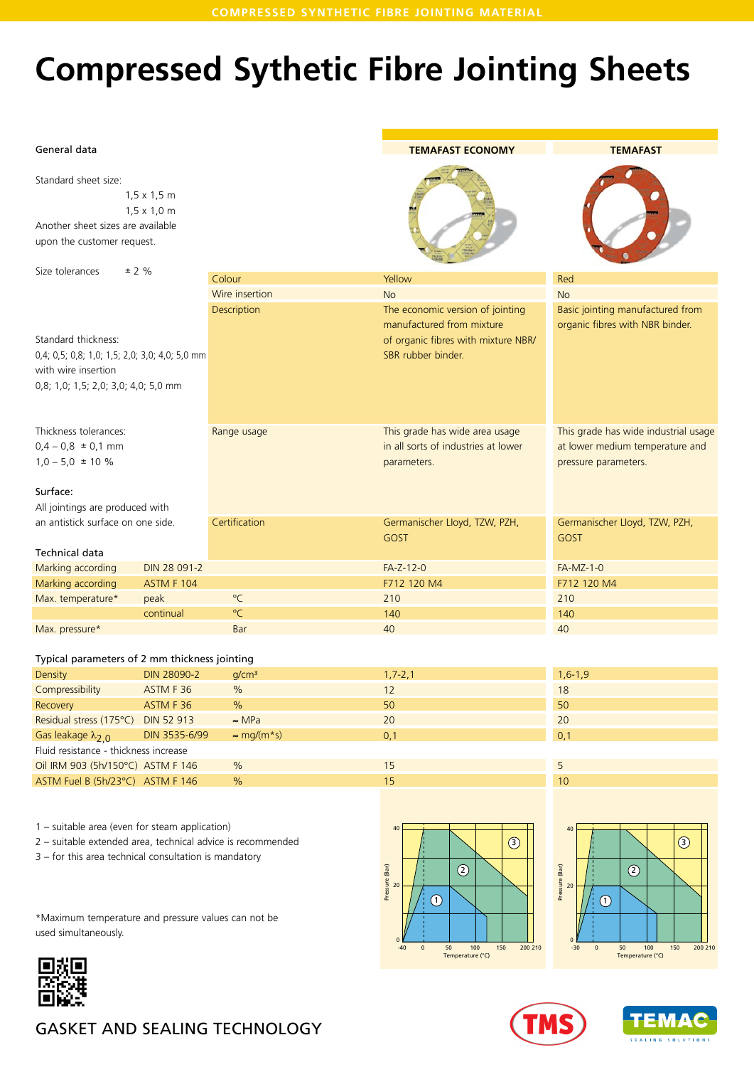# Compressed Sythetic Fibre Jointing Sheets

## General data

Standard sheet size:
1,5 x 1,5 m
1,5 x 1,0 m
Another sheet sizes are available upon the customer request.

Size tolerances ± 2 %

Standard thickness:
0,4; 0,5; 0,8; 1,0; 1,5; 2,0; 3,0; 4,0; 5,0 mm
with wire insertion
0,8; 1,0; 1,5; 2,0; 3,0; 4,0; 5,0 mm

Thickness tolerances:
0,4 – 0,8 ± 0,1 mm
1,0 – 5,0 ± 10 %

Surface:
All jointings are produced with an antistick surface on one side.

| | TEMAFAST ECONOMY | TEMAFAST |
|---|---|---|
| Colour | Yellow | Red |
| Wire insertion | No | No |
| Description | The economic version of jointing manufactured from mixture of organic fibres with mixture NBR/ SBR rubber binder. | Basic jointing manufactured from organic fibres with NBR binder. |
| Range usage | This grade has wide area usage in all sorts of industries at lower parameters. | This grade has wide industrial usage at lower medium temperature and pressure parameters. |
| Certification | Germanischer Lloyd, TZW, PZH, GOST | Germanischer Lloyd, TZW, PZH, GOST |

## Technical data

| | | | TEMAFAST ECONOMY | TEMAFAST |
|---|---|---|---|---|
| Marking according | DIN 28 091-2 | | FA-Z-12-0 | FA-MZ-1-0 |
| Marking according | ASTM F 104 | | F712 120 M4 | F712 120 M4 |
| Max. temperature* | peak | °C | 210 | 210 |
| | continual | °C | 140 | 140 |
| Max. pressure* | | Bar | 40 | 40 |

## Typical parameters of 2 mm thickness jointing

| | | | TEMAFAST ECONOMY | TEMAFAST |
|---|---|---|---|---|
| Density | DIN 28090-2 | g/cm³ | 1,7-2,1 | 1,6-1,9 |
| Compressibility | ASTM F 36 | % | 12 | 18 |
| Recovery | ASTM F 36 | % | 50 | 50 |
| Residual stress (175°C) | DIN 52 913 | ≈ MPa | 20 | 20 |
| Gas leakage $\lambda_{2,0}$ | DIN 3535-6/99 | ≈ mg/(m*s) | 0,1 | 0,1 |
| Fluid resistance - thickness increase | | | | |
| Oil IRM 903 (5h/150°C) | ASTM F 146 | % | 15 | 5 |
| ASTM Fuel B (5h/23°C) | ASTM F 146 | % | 15 | 10 |

1 – suitable area (even for steam application)
2 – suitable extended area, technical advice is recommended
3 – for this area technical consultation is mandatory

*Maximum temperature and pressure values can not be used simultaneously.

GASKET AND SEALING TECHNOLOGY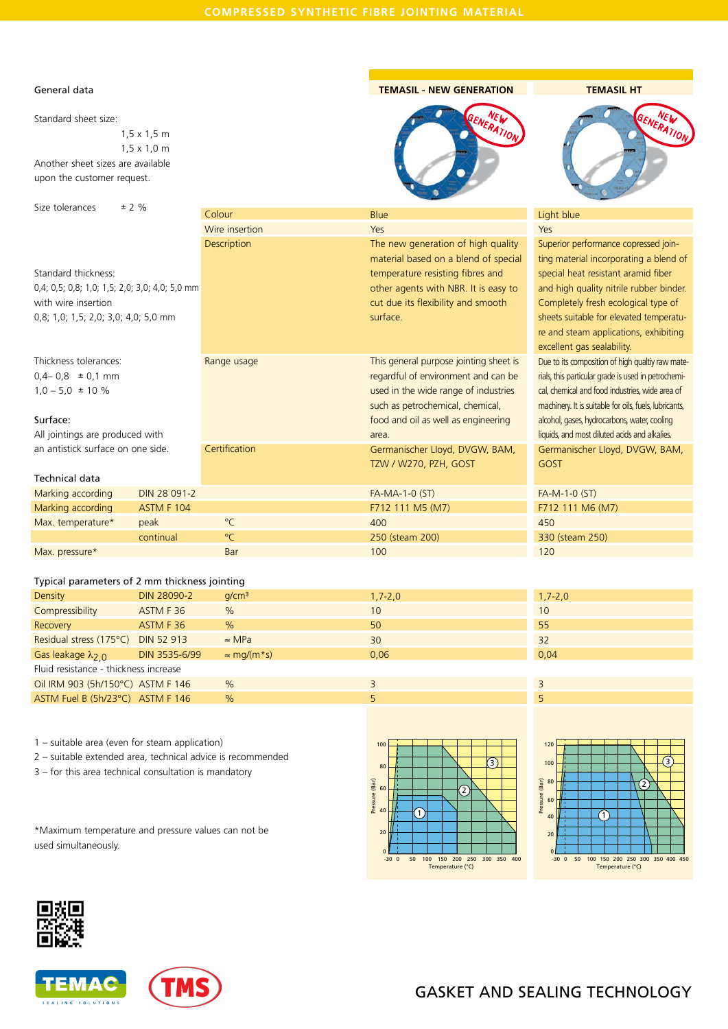## COMPRESSED SYNTHETIC FIBRE JOINTING MATERIAL

### General data

Standard sheet size:
1,5 x 1,5 m
1,5 x 1,0 m
Another sheet sizes are available upon the customer request.

Size tolerances ± 2 %

Standard thickness:
0,4; 0,5; 0,8; 1,0; 1,5; 2,0; 3,0; 4,0; 5,0 mm
with wire insertion
0,8; 1,0; 1,5; 2,0; 3,0; 4,0; 5,0 mm

Thickness tolerances:
0,4– 0,8 ± 0,1 mm
1,0 – 5,0 ± 10 %

Surface:
All jointings are produced with an antistick surface on one side.

| | TEMASIL - NEW GENERATION | TEMASIL HT |
|---|---|---|
| Colour | Blue | Light blue |
| Wire insertion | Yes | Yes |
| Description | The new generation of high quality material based on a blend of special temperature resisting fibres and other agents with NBR. It is easy to cut due its flexibility and smooth surface. | Superior performance copressed jointing material incorporating a blend of special heat resistant aramid fiber and high quality nitrile rubber binder. Completely fresh ecological type of sheets suitable for elevated temperature and steam applications, exhibiting excellent gas sealability. |
| Range usage | This general purpose jointing sheet is regardful of environment and can be used in the wide range of industries such as petrochemical, chemical, food and oil as well as engineering area. | Due to its composition of high qualtiy raw materials, this particular grade is used in petrochemical, chemical and food industries, wide area of machinery. It is suitable for oils, fuels, lubricants, alcohol, gases, hydrocarbons, water, cooling liquids, and most diluted acids and alkalies. |
| Certification | Germanischer Lloyd, DVGW, BAM, TZW / W270, PZH, GOST | Germanischer Lloyd, DVGW, BAM, GOST |

### Technical data

| | | | TEMASIL - NEW GENERATION | TEMASIL HT |
|---|---|---|---|---|
| Marking according | DIN 28 091-2 | | FA-MA-1-0 (ST) | FA-M-1-0 (ST) |
| Marking according | ASTM F 104 | | F712 111 M5 (M7) | F712 111 M6 (M7) |
| Max. temperature* | peak | °C | 400 | 450 |
| | continual | °C | 250 (steam 200) | 330 (steam 250) |
| Max. pressure* | | Bar | 100 | 120 |

### Typical parameters of 2 mm thickness jointing

| | | | TEMASIL - NEW GENERATION | TEMASIL HT |
|---|---|---|---|---|
| Density | DIN 28090-2 | g/cm³ | 1,7-2,0 | 1,7-2,0 |
| Compressibility | ASTM F 36 | % | 10 | 10 |
| Recovery | ASTM F 36 | % | 50 | 55 |
| Residual stress (175°C) | DIN 52 913 | ≈ MPa | 30 | 32 |
| Gas leakage $\lambda_{2,0}$ | DIN 3535-6/99 | ≈ mg/(m*s) | 0,06 | 0,04 |
| Fluid resistance - thickness increase | | | | |
| Oil IRM 903 (5h/150°C) | ASTM F 146 | % | 3 | 3 |
| ASTM Fuel B (5h/23°C) | ASTM F 146 | % | 5 | 5 |

1 – suitable area (even for steam application)
2 – suitable extended area, technical advice is recommended
3 – for this area technical consultation is mandatory

*Maximum temperature and pressure values can not be used simultaneously.

GASKET AND SEALING TECHNOLOGY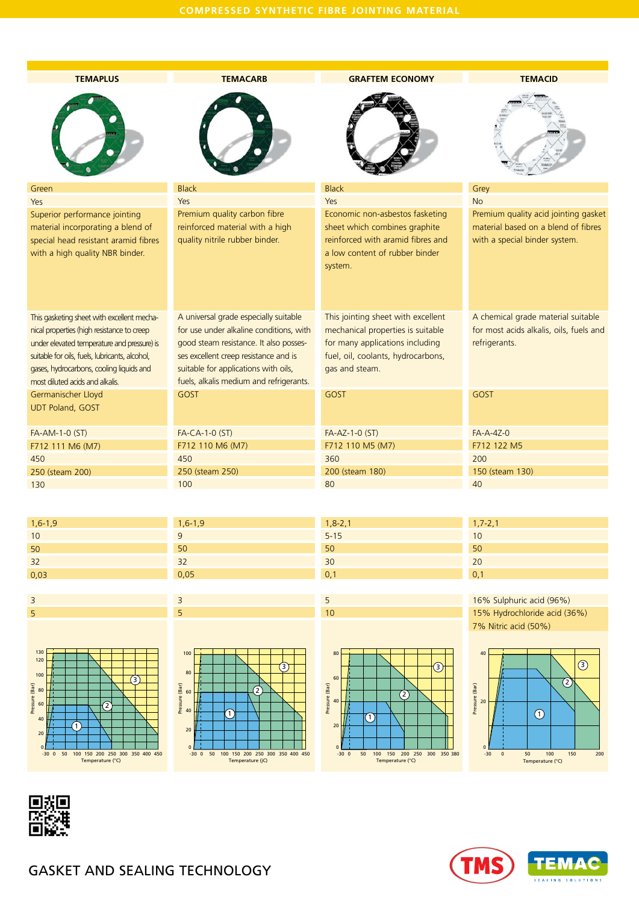# COMPRESSED SYNTHETIC FIBRE JOINTING MATERIAL

| TEMAPLUS | TEMACARB | GRAFTEM ECONOMY | TEMACID |
|---|---|---|---|
| Green | Black | Black | Grey |
| Yes | Yes | Yes | No |
| Superior performance jointing material incorporating a blend of special head resistant aramid fibres with a high quality NBR binder. | Premium quality carbon fibre reinforced material with a high quality nitrile rubber binder. | Economic non-asbestos fasketing sheet which combines graphite reinforced with aramid fibres and a low content of rubber binder system. | Premium quality acid jointing gasket material based on a blend of fibres with a special binder system. |
| This gasketing sheet with excellent mechanical properties (high resistance to creep under elevated temperature and pressure) is suitable for oils, fuels, lubricants, alcohol, gases, hydrocarbons, cooling liquids and most diluted acids and alkalis. | A universal grade especially suitable for use under alkaline conditions, with good steam resistance. It also posses-ses excellent creep resistance and is suitable for applications with oils, fuels, alkalis medium and refrigerants. | This jointing sheet with excellent mechanical properties is suitable for many applications including fuel, oil, coolants, hydrocarbons, gas and steam. | A chemical grade material suitable for most acids alkalis, oils, fuels and refrigerants. |
| Germanischer Lloyd UDT Poland, GOST | GOST | GOST | GOST |
| FA-AM-1-0 (ST) | FA-CA-1-0 (ST) | FA-AZ-1-0 (ST) | FA-A-4Z-0 |
| F712 111 M6 (M7) | F712 110 M6 (M7) | F712 110 M5 (M7) | F712 122 M5 |
| 450 | 450 | 360 | 200 |
| 250 (steam 200) | 250 (steam 250) | 200 (steam 180) | 150 (steam 130) |
| 130 | 100 | 80 | 40 |
| 1,6-1,9 | 1,6-1,9 | 1,8-2,1 | 1,7-2,1 |
| 10 | 9 | 5-15 | 10 |
| 50 | 50 | 50 | 50 |
| 32 | 32 | 30 | 20 |
| 0,03 | 0,05 | 0,1 | 0,1 |
| 3 | 3 | 5 | 16% Sulphuric acid (96%) |
| 5 | 5 | 10 | 15% Hydrochloride acid (36%) 7% Nitric acid (50%) |

GASKET AND SEALING TECHNOLOGY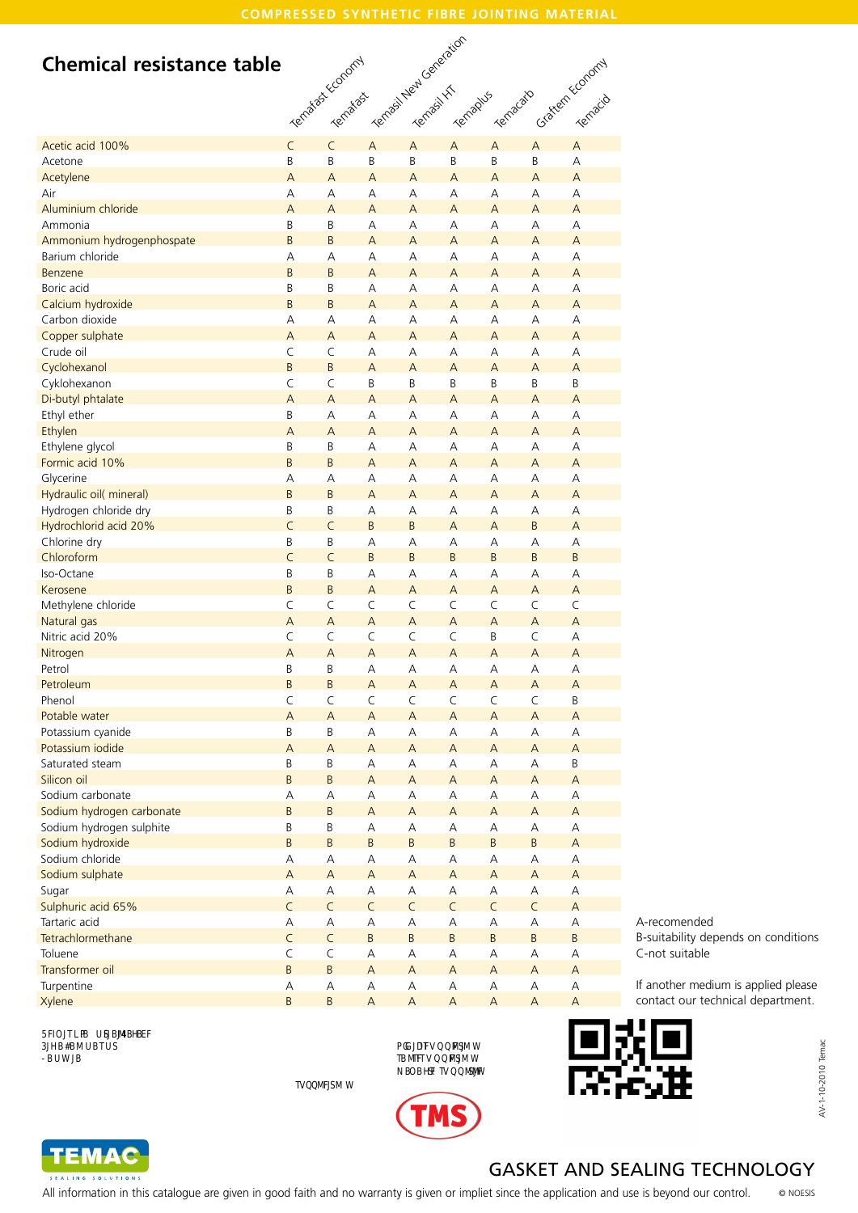## Chemical resistance table

| | Temafast Economy | Temafast | Temasil New Generation | Temasil HT | Temaplus | Temacarb | Graftem Economy | Temacid |
|---|---|---|---|---|---|---|---|---|
| Acetic acid 100% | C | C | A | A | A | A | A | A |
| Acetone | B | B | B | B | B | B | B | A |
| Acetylene | A | A | A | A | A | A | A | A |
| Air | A | A | A | A | A | A | A | A |
| Aluminium chloride | A | A | A | A | A | A | A | A |
| Ammonia | B | B | A | A | A | A | A | A |
| Ammonium hydrogenphospate | B | B | A | A | A | A | A | A |
| Barium chloride | A | A | A | A | A | A | A | A |
| Benzene | B | B | A | A | A | A | A | A |
| Boric acid | B | B | A | A | A | A | A | A |
| Calcium hydroxide | B | B | A | A | A | A | A | A |
| Carbon dioxide | A | A | A | A | A | A | A | A |
| Copper sulphate | A | A | A | A | A | A | A | A |
| Crude oil | C | C | A | A | A | A | A | A |
| Cyclohexanol | B | B | A | A | A | A | A | A |
| Cyklohexanon | C | C | B | B | B | B | B | B |
| Di-butyl phtalate | A | A | A | A | A | A | A | A |
| Ethyl ether | B | A | A | A | A | A | A | A |
| Ethylen | A | A | A | A | A | A | A | A |
| Ethylene glycol | B | B | A | A | A | A | A | A |
| Formic acid 10% | B | B | A | A | A | A | A | A |
| Glycerine | A | A | A | A | A | A | A | A |
| Hydraulic oil( mineral) | B | B | A | A | A | A | A | A |
| Hydrogen chloride dry | B | B | A | A | A | A | A | A |
| Hydrochlorid acid 20% | C | C | B | B | A | A | B | A |
| Chlorine dry | B | B | A | A | A | A | A | A |
| Chloroform | C | C | B | B | B | B | B | B |
| Iso-Octane | B | B | A | A | A | A | A | A |
| Kerosene | B | B | A | A | A | A | A | A |
| Methylene chloride | C | C | C | C | C | C | C | C |
| Natural gas | A | A | A | A | A | A | A | A |
| Nitric acid 20% | C | C | C | C | C | B | C | A |
| Nitrogen | A | A | A | A | A | A | A | A |
| Petrol | B | B | A | A | A | A | A | A |
| Petroleum | B | B | A | A | A | A | A | A |
| Phenol | C | C | C | C | C | C | C | B |
| Potable water | A | A | A | A | A | A | A | A |
| Potassium cyanide | B | B | A | A | A | A | A | A |
| Potassium iodide | A | A | A | A | A | A | A | A |
| Saturated steam | B | B | A | A | A | A | A | B |
| Silicon oil | B | B | A | A | A | A | A | A |
| Sodium carbonate | A | A | A | A | A | A | A | A |
| Sodium hydrogen carbonate | B | B | A | A | A | A | A | A |
| Sodium hydrogen sulphite | B | B | A | A | A | A | A | A |
| Sodium hydroxide | B | B | B | B | B | B | B | A |
| Sodium chloride | A | A | A | A | A | A | A | A |
| Sodium sulphate | A | A | A | A | A | A | A | A |
| Sugar | A | A | A | A | A | A | A | A |
| Sulphuric acid 65% | C | C | C | C | C | C | C | A |
| Tartaric acid | A | A | A | A | A | A | A | A |
| Tetrachlormethane | C | C | B | B | B | B | B | B |
| Toluene | C | C | A | A | A | A | A | A |
| Transformer oil | B | B | A | A | A | A | A | A |
| Turpentine | A | A | A | A | A | A | A | A |
| Xylene | B | B | A | A | A | A | A | A |

A-recomended
B-suitability depends on conditions
C-not suitable

If another medium is applied please contact our technical department.

AV-1-10-2010 Temac

GASKET AND SEALING TECHNOLOGY

All information in this catalogue are given in good faith and no warranty is given or impliet since the application and use is beyond our control.

© NOESIS